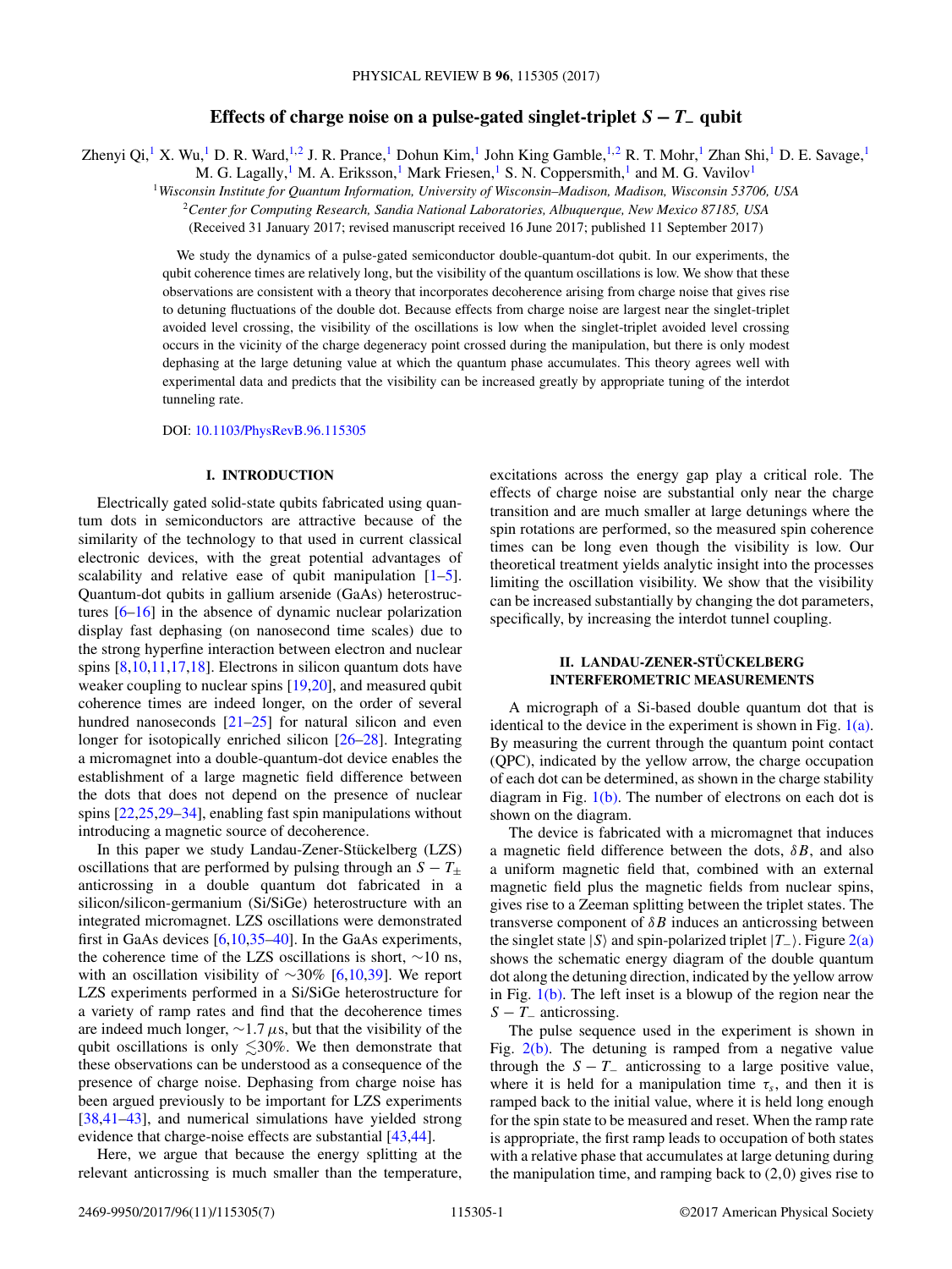# Effects of charge noise on a pulse-gated singlet-triplet $S - T_-$ qubit

Zhenyi Qi,[1] X. Wu,[1] D. R. Ward,[1,2] J. R. Prance,[1] Dohun Kim,[1] John King Gamble,[1,2] R. T. Mohr,[1] Zhan Shi,[1] D. E. Savage,[1] M. G. Lagally,[1] M. A. Eriksson,[1] Mark Friesen,[1] S. N. Coppersmith,[1] and M. G. Vavilov[1]

[1]*Wisconsin Institute for Quantum Information, University of Wisconsin–Madison, Madison, Wisconsin 53706, USA*

[2]*Center for Computing Research, Sandia National Laboratories, Albuquerque, New Mexico 87185, USA*

(Received 31 January 2017; revised manuscript received 16 June 2017; published 11 September 2017)

We study the dynamics of a pulse-gated semiconductor double-quantum-dot qubit. In our experiments, the qubit coherence times are relatively long, but the visibility of the quantum oscillations is low. We show that these observations are consistent with a theory that incorporates decoherence arising from charge noise that gives rise to detuning fluctuations of the double dot. Because effects from charge noise are largest near the singlet-triplet avoided level crossing, the visibility of the oscillations is low when the singlet-triplet avoided level crossing occurs in the vicinity of the charge degeneracy point crossed during the manipulation, but there is only modest dephasing at the large detuning value at which the quantum phase accumulates. This theory agrees well with experimental data and predicts that the visibility can be increased greatly by appropriate tuning of the interdot tunneling rate.

DOI: 10.1103/PhysRevB.96.115305

## I. INTRODUCTION

Electrically gated solid-state qubits fabricated using quantum dots in semiconductors are attractive because of the similarity of the technology to that used in current classical electronic devices, with the great potential advantages of scalability and relative ease of qubit manipulation [1–5]. Quantum-dot qubits in gallium arsenide (GaAs) heterostructures [6–16] in the absence of dynamic nuclear polarization display fast dephasing (on nanosecond time scales) due to the strong hyperfine interaction between electron and nuclear spins [8,10,11,17,18]. Electrons in silicon quantum dots have weaker coupling to nuclear spins [19,20], and measured qubit coherence times are indeed longer, on the order of several hundred nanoseconds [21–25] for natural silicon and even longer for isotopically enriched silicon [26–28]. Integrating a micromagnet into a double-quantum-dot device enables the establishment of a large magnetic field difference between the dots that does not depend on the presence of nuclear spins [22,25,29–34], enabling fast spin manipulations without introducing a magnetic source of decoherence.

In this paper we study Landau-Zener-Stückelberg (LZS) oscillations that are performed by pulsing through an $S - T_\pm$ anticrossing in a double quantum dot fabricated in a silicon/silicon-germanium (Si/SiGe) heterostructure with an integrated micromagnet. LZS oscillations were demonstrated first in GaAs devices [6,10,35–40]. In the GaAs experiments, the coherence time of the LZS oscillations is short, $\sim$10 ns, with an oscillation visibility of $\sim$30% [6,10,39]. We report LZS experiments performed in a Si/SiGe heterostructure for a variety of ramp rates and find that the decoherence times are indeed much longer, $\sim$1.7 $\mu$s, but that the visibility of the qubit oscillations is only $\lesssim$30%. We then demonstrate that these observations can be understood as a consequence of the presence of charge noise. Dephasing from charge noise has been argued previously to be important for LZS experiments [38,41–43], and numerical simulations have yielded strong evidence that charge-noise effects are substantial [43,44].

Here, we argue that because the energy splitting at the relevant anticrossing is much smaller than the temperature, excitations across the energy gap play a critical role. The effects of charge noise are substantial only near the charge transition and are much smaller at large detunings where the spin rotations are performed, so the measured spin coherence times can be long even though the visibility is low. Our theoretical treatment yields analytic insight into the processes limiting the oscillation visibility. We show that the visibility can be increased substantially by changing the dot parameters, specifically, by increasing the interdot tunnel coupling.

## II. LANDAU-ZENER-STÜCKELBERG INTERFEROMETRIC MEASUREMENTS

A micrograph of a Si-based double quantum dot that is identical to the device in the experiment is shown in Fig. 1(a). By measuring the current through the quantum point contact (QPC), indicated by the yellow arrow, the charge occupation of each dot can be determined, as shown in the charge stability diagram in Fig. 1(b). The number of electrons on each dot is shown on the diagram.

The device is fabricated with a micromagnet that induces a magnetic field difference between the dots, $\delta B$, and also a uniform magnetic field that, combined with an external magnetic field plus the magnetic fields from nuclear spins, gives rise to a Zeeman splitting between the triplet states. The transverse component of $\delta B$ induces an anticrossing between the singlet state $|S\rangle$ and spin-polarized triplet $|T_-\rangle$. Figure 2(a) shows the schematic energy diagram of the double quantum dot along the detuning direction, indicated by the yellow arrow in Fig. 1(b). The left inset is a blowup of the region near the $S - T_-$ anticrossing.

The pulse sequence used in the experiment is shown in Fig. 2(b). The detuning is ramped from a negative value through the $S - T_-$ anticrossing to a large positive value, where it is held for a manipulation time $\tau_s$, and then it is ramped back to the initial value, where it is held long enough for the spin state to be measured and reset. When the ramp rate is appropriate, the first ramp leads to occupation of both states with a relative phase that accumulates at large detuning during the manipulation time, and ramping back to (2,0) gives rise to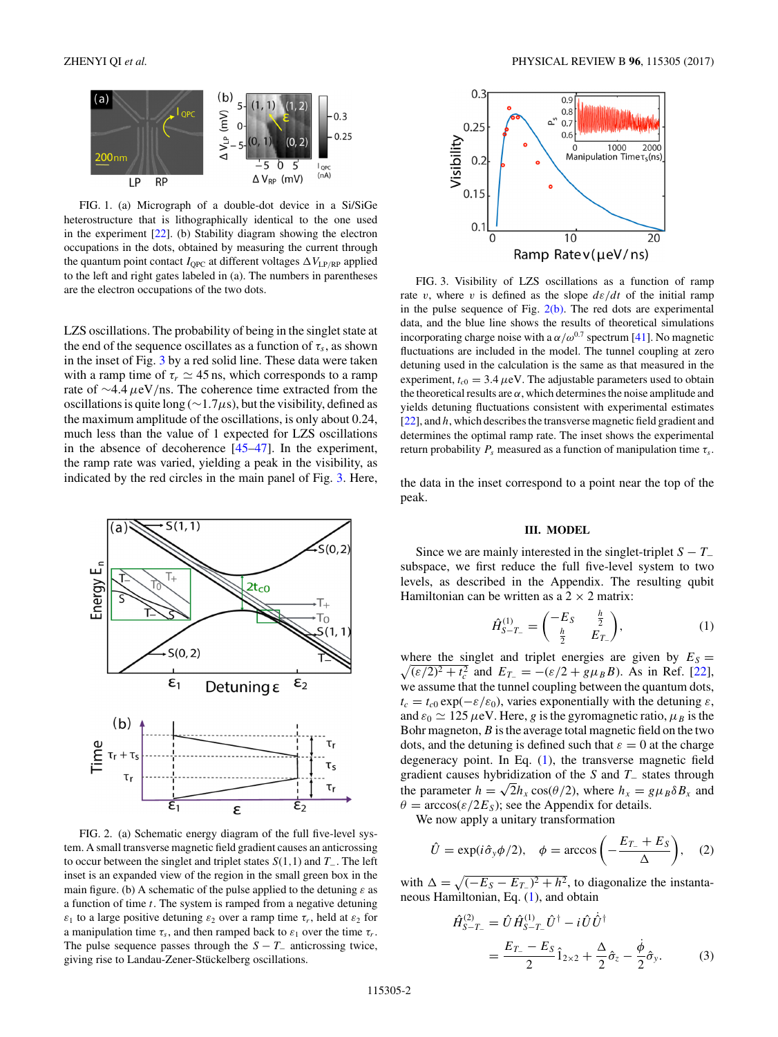FIG. 1. (a) Micrograph of a double-dot device in a Si/SiGe heterostructure that is lithographically identical to the one used in the experiment [22]. (b) Stability diagram showing the electron occupations in the dots, obtained by measuring the current through the quantum point contact $I_{\rm QPC}$ at different voltages $\Delta V_{\rm LP/RP}$ applied to the left and right gates labeled in (a). The numbers in parentheses are the electron occupations of the two dots.

LZS oscillations. The probability of being in the singlet state at the end of the sequence oscillates as a function of $\tau_s$, as shown in the inset of Fig. 3 by a red solid line. These data were taken with a ramp time of $\tau_r \simeq 45$ ns, which corresponds to a ramp rate of $\sim$4.4 $\mu$eV/ns. The coherence time extracted from the oscillations is quite long ($\sim$1.7$\mu$s), but the visibility, defined as the maximum amplitude of the oscillations, is only about 0.24, much less than the value of 1 expected for LZS oscillations in the absence of decoherence [45–47]. In the experiment, the ramp rate was varied, yielding a peak in the visibility, as indicated by the red circles in the main panel of Fig. 3. Here, the data in the inset correspond to a point near the top of the peak.

FIG. 2. (a) Schematic energy diagram of the full five-level system. A small transverse magnetic field gradient causes an anticrossing to occur between the singlet and triplet states $S(1,1)$ and $T_-$. The left inset is an expanded view of the region in the small green box in the main figure. (b) A schematic of the pulse applied to the detuning $\varepsilon$ as a function of time $t$. The system is ramped from a negative detuning $\varepsilon_1$ to a large positive detuning $\varepsilon_2$ over a ramp time $\tau_r$, held at $\varepsilon_2$ for a manipulation time $\tau_s$, and then ramped back to $\varepsilon_1$ over the time $\tau_r$. The pulse sequence passes through the $S-T_-$ anticrossing twice, giving rise to Landau-Zener-Stückelberg oscillations.

FIG. 3. Visibility of LZS oscillations as a function of ramp rate $v$, where $v$ is defined as the slope $d\varepsilon/dt$ of the initial ramp in the pulse sequence of Fig. 2(b). The red dots are experimental data, and the blue line shows the results of theoretical simulations incorporating charge noise with a $\alpha/\omega^{0.7}$ spectrum [41]. No magnetic fluctuations are included in the model. The tunnel coupling at zero detuning used in the calculation is the same as that measured in the experiment, $t_{c0} = 3.4$ $\mu$eV. The adjustable parameters used to obtain the theoretical results are $\alpha$, which determines the noise amplitude and yields detuning fluctuations consistent with experimental estimates [22], and $h$, which describes the transverse magnetic field gradient and determines the optimal ramp rate. The inset shows the experimental return probability $P_s$ measured as a function of manipulation time $\tau_s$.

## III. MODEL

Since we are mainly interested in the singlet-triplet $S-T_-$ subspace, we first reduce the full five-level system to two levels, as described in the Appendix. The resulting qubit Hamiltonian can be written as a $2\times 2$ matrix:

$$\hat{H}^{(1)}_{S-T_-} = \begin{pmatrix} -E_S & \frac{h}{2} \\ \frac{h}{2} & E_{T_-} \end{pmatrix}, \tag{1}$$

where the singlet and triplet energies are given by $E_S = \sqrt{(\varepsilon/2)^2 + t_c^2}$ and $E_{T_-} = -(\varepsilon/2 + g\mu_B B)$. As in Ref. [22], we assume that the tunnel coupling between the quantum dots, $t_c = t_{c0}\exp(-\varepsilon/\varepsilon_0)$, varies exponentially with the detuning $\varepsilon$, and $\varepsilon_0 \simeq 125$ $\mu$eV. Here, $g$ is the gyromagnetic ratio, $\mu_B$ is the Bohr magneton, $B$ is the average total magnetic field on the two dots, and the detuning is defined such that $\varepsilon = 0$ at the charge degeneracy point. In Eq. (1), the transverse magnetic field gradient causes hybridization of the S and $T_-$ states through the parameter $h = \sqrt{2}h_x\cos(\theta/2)$, where $h_x = g\mu_B\delta B_x$ and $\theta = \arccos(\varepsilon/2E_S)$; see the Appendix for details.

We now apply a unitary transformation

$$\hat{U} = \exp(i\hat{\sigma}_y\phi/2), \quad \phi = \arccos\left(-\frac{E_{T_-}+E_S}{\Delta}\right), \tag{2}$$

with $\Delta = \sqrt{(-E_S - E_{T_-})^2 + h^2}$, to diagonalize the instantaneous Hamiltonian, Eq. (1), and obtain

$$\begin{aligned}\hat{H}^{(2)}_{S-T_-} &= \hat{U}\hat{H}^{(1)}_{S-T_-}\hat{U}^\dagger - i\hat{U}\dot{\hat{U}}^\dagger \\ &= \frac{E_{T_-} - E_S}{2}\hat{1}_{2\times 2} + \frac{\Delta}{2}\hat{\sigma}_z - \frac{\dot{\phi}}{2}\hat{\sigma}_y. \end{aligned} \tag{3}$$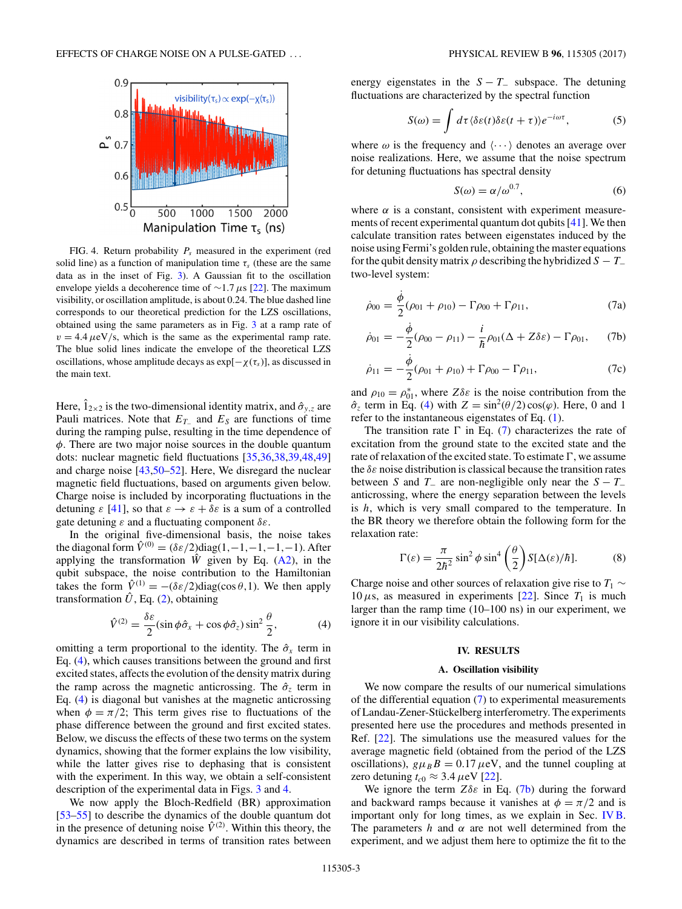FIG. 4. Return probability $P_s$ measured in the experiment (red solid line) as a function of manipulation time $\tau_s$ (these are the same data as in the inset of Fig. 3). A Gaussian fit to the oscillation envelope yields a decoherence time of $\sim$1.7 $\mu$s [22]. The maximum visibility, or oscillation amplitude, is about 0.24. The blue dashed line corresponds to our theoretical prediction for the LZS oscillations, obtained using the same parameters as in Fig. 3 at a ramp rate of $v = 4.4\,\mu$eV/s, which is the same as the experimental ramp rate. The blue solid lines indicate the envelope of the theoretical LZS oscillations, whose amplitude decays as $\exp[-\chi(\tau_s)]$, as discussed in the main text.

Here, $\hat{1}_{2\times 2}$ is the two-dimensional identity matrix, and $\hat{\sigma}_{y,z}$ are Pauli matrices. Note that $E_{T_-}$ and $E_S$ are functions of time during the ramping pulse, resulting in the time dependence of $\phi$. There are two major noise sources in the double quantum dots: nuclear magnetic field fluctuations [35,36,38,39,48,49] and charge noise [43,50–52]. Here, We disregard the nuclear magnetic field fluctuations, based on arguments given below. Charge noise is included by incorporating fluctuations in the detuning $\varepsilon$ [41], so that $\varepsilon \to \varepsilon + \delta\varepsilon$ is a sum of a controlled gate detuning $\varepsilon$ and a fluctuating component $\delta\varepsilon$.

In the original five-dimensional basis, the noise takes the diagonal form $\hat{V}^{(0)} = (\delta\varepsilon/2)\mathrm{diag}(1,-1,-1,-1,-1)$. After applying the transformation $\hat{W}$ given by Eq. (A2), in the qubit subspace, the noise contribution to the Hamiltonian takes the form $\hat{V}^{(1)} = -(\delta\varepsilon/2)\mathrm{diag}(\cos\theta, 1)$. We then apply transformation $\hat{U}$, Eq. (2), obtaining

$$\hat{V}^{(2)} = \frac{\delta\varepsilon}{2}(\sin\phi\hat{\sigma}_x + \cos\phi\hat{\sigma}_z)\sin^2\frac{\theta}{2}, \tag{4}$$

omitting a term proportional to the identity. The $\hat{\sigma}_x$ term in Eq. (4), which causes transitions between the ground and first excited states, affects the evolution of the density matrix during the ramp across the magnetic anticrossing. The $\hat{\sigma}_z$ term in Eq. (4) is diagonal but vanishes at the magnetic anticrossing when $\phi = \pi/2$; This term gives rise to fluctuations of the phase difference between the ground and first excited states. Below, we discuss the effects of these two terms on the system dynamics, showing that the former explains the low visibility, while the latter gives rise to dephasing that is consistent with the experiment. In this way, we obtain a self-consistent description of the experimental data in Figs. 3 and 4.

We now apply the Bloch-Redfield (BR) approximation [53–55] to describe the dynamics of the double quantum dot in the presence of detuning noise $\hat{V}^{(2)}$. Within this theory, the dynamics are described in terms of transition rates between energy eigenstates in the $S - T_-$ subspace. The detuning fluctuations are characterized by the spectral function

$$S(\omega) = \int d\tau \langle \delta\varepsilon(t)\delta\varepsilon(t+\tau)\rangle e^{-i\omega\tau}, \tag{5}$$

where $\omega$ is the frequency and $\langle\cdots\rangle$ denotes an average over noise realizations. Here, we assume that the noise spectrum for detuning fluctuations has spectral density

$$S(\omega) = \alpha/\omega^{0.7}, \tag{6}$$

where $\alpha$ is a constant, consistent with experiment measurements of recent experimental quantum dot qubits [41]. We then calculate transition rates between eigenstates induced by the noise using Fermi's golden rule, obtaining the master equations for the qubit density matrix $\rho$ describing the hybridized $S - T_-$ two-level system:

$$\dot{\rho}_{00} = \frac{\dot{\phi}}{2}(\rho_{01} + \rho_{10}) - \Gamma\rho_{00} + \Gamma\rho_{11}, \tag{7a}$$

$$\dot{\rho}_{01} = -\frac{\dot{\phi}}{2}(\rho_{00} - \rho_{11}) - \frac{i}{\hbar}\rho_{01}(\Delta + Z\delta\varepsilon) - \Gamma\rho_{01}, \tag{7b}$$

$$\dot{\rho}_{11} = -\frac{\dot{\phi}}{2}(\rho_{01} + \rho_{10}) + \Gamma\rho_{00} - \Gamma\rho_{11}, \tag{7c}$$

and $\rho_{10} = \rho_{01}^*$, where $Z\delta\varepsilon$ is the noise contribution from the $\hat{\sigma}_z$ term in Eq. (4) with $Z = \sin^2(\theta/2)\cos(\varphi)$. Here, 0 and 1 refer to the instantaneous eigenstates of Eq. (1).

The transition rate $\Gamma$ in Eq. (7) characterizes the rate of excitation from the ground state to the excited state and the rate of relaxation of the excited state. To estimate $\Gamma$, we assume the $\delta\varepsilon$ noise distribution is classical because the transition rates between $S$ and $T_-$ are non-negligible only near the $S - T_-$ anticrossing, where the energy separation between the levels is $h$, which is very small compared to the temperature. In the BR theory we therefore obtain the following form for the relaxation rate:

$$\Gamma(\varepsilon) = \frac{\pi}{2\hbar^2}\sin^2\phi\sin^4\left(\frac{\theta}{2}\right)S[\Delta(\varepsilon)/\hbar]. \tag{8}$$

Charge noise and other sources of relaxation give rise to $T_1 \sim 10\,\mu$s, as measured in experiments [22]. Since $T_1$ is much larger than the ramp time (10–100 ns) in our experiment, we ignore it in our visibility calculations.

## IV. RESULTS

### A. Oscillation visibility

We now compare the results of our numerical simulations of the differential equation (7) to experimental measurements of Landau-Zener-Stückelberg interferometry. The experiments presented here use the procedures and methods presented in Ref. [22]. The simulations use the measured values for the average magnetic field (obtained from the period of the LZS oscillations), $g\mu_B B = 0.17\,\mu$eV, and the tunnel coupling at zero detuning $t_{c0} \approx 3.4\,\mu$eV [22].

We ignore the term $Z\delta\varepsilon$ in Eq. (7b) during the forward and backward ramps because it vanishes at $\phi = \pi/2$ and is important only for long times, as we explain in Sec. IV B. The parameters $h$ and $\alpha$ are not well determined from the experiment, and we adjust them here to optimize the fit to the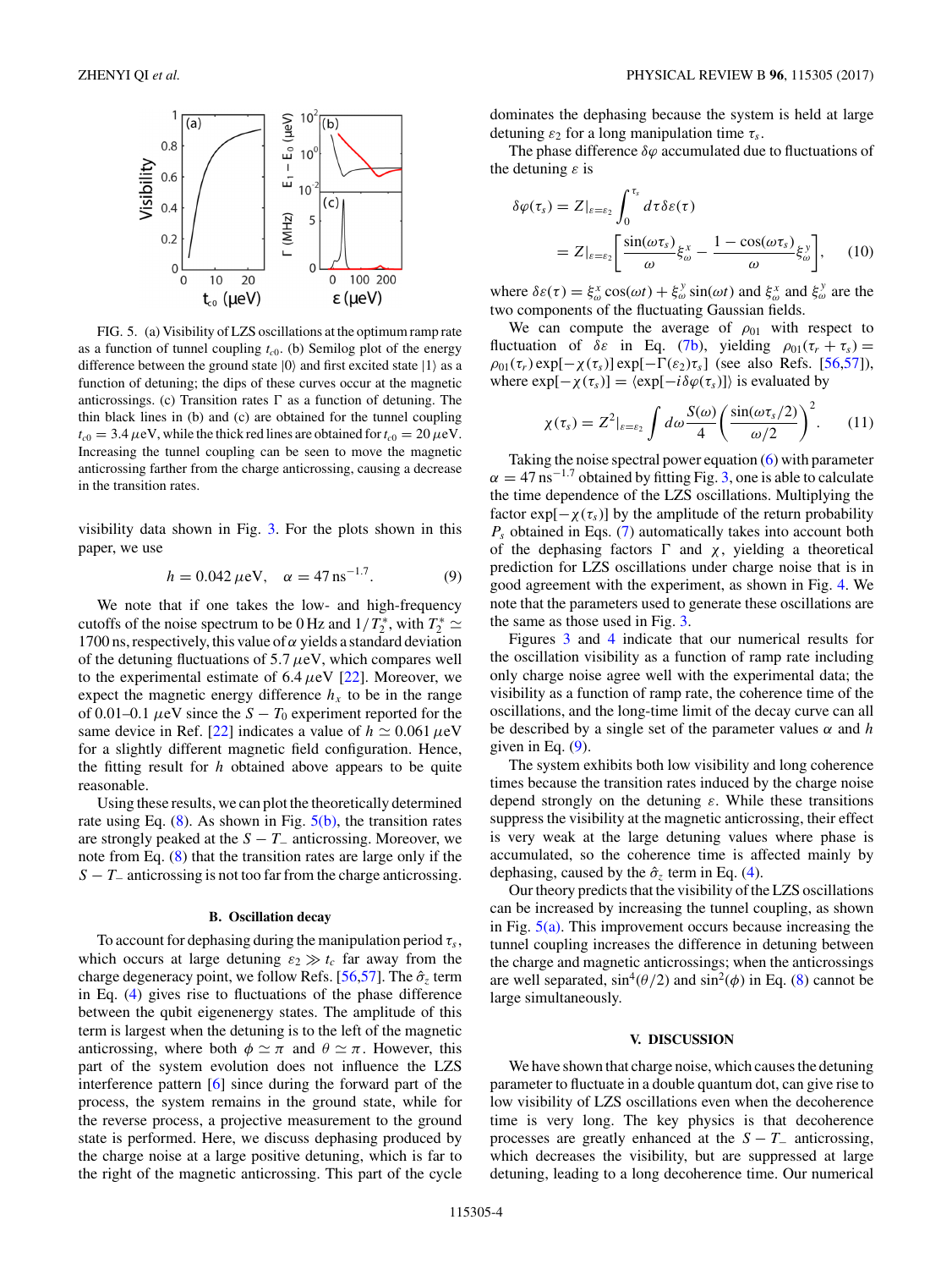FIG. 5. (a) Visibility of LZS oscillations at the optimum ramp rate as a function of tunnel coupling $t_{c0}$. (b) Semilog plot of the energy difference between the ground state $|0\rangle$ and first excited state $|1\rangle$ as a function of detuning. The dips of these curves occur at the magnetic anticrossings. (c) Transition rates $\Gamma$ as a function of detuning. The thin black lines in (b) and (c) are obtained for the tunnel coupling $t_{c0} = 3.4\,\mu$eV, while the thick red lines are obtained for $t_{c0} = 20\,\mu$eV. Increasing the tunnel coupling can be seen to move the magnetic anticrossing farther from the charge anticrossing, causing a decrease in the transition rates.

visibility data shown in Fig. 3. For the plots shown in this paper, we use

$$h = 0.042\,\mu\text{eV}, \quad \alpha = 47\,\text{ns}^{-1.7}. \tag{9}$$

We note that if one takes the low- and high-frequency cutoffs of the noise spectrum to be 0 Hz and $1/T_2^*$, with $T_2^* \simeq 1700$ ns, respectively, this value of $\alpha$ yields a standard deviation of the detuning fluctuations of $5.7\,\mu$eV, which compares well to the experimental estimate of $6.4\,\mu$eV [22]. Moreover, we expect the magnetic energy difference $h_x$ to be in the range of 0.01–0.1 $\mu$eV since the $S - T_0$ experiment reported for the same device in Ref. [22] indicates a value of $h \simeq 0.061\,\mu$eV for a slightly different magnetic field configuration. Hence, the fitting result for $h$ obtained above appears to be quite reasonable.

Using these results, we can plot the theoretically determined rate using Eq. (8). As shown in Fig. 5(b), the transition rates are strongly peaked at the $S - T_-$ anticrossing. Moreover, we note from Eq. (8) that the transition rates are large only if the $S - T_-$ anticrossing is not too far from the charge anticrossing.

### B. Oscillation decay

To account for dephasing during the manipulation period $\tau_s$, which occurs at large detuning $\varepsilon_2 \gg t_c$ far away from the charge degeneracy point, we follow Refs. [56,57]. The $\hat{\sigma}_z$ term in Eq. (4) gives rise to fluctuations of the phase difference between the qubit eigenenergy states. The amplitude of this term is largest when the detuning is to the left of the magnetic anticrossing, where both $\phi \simeq \pi$ and $\theta \simeq \pi$. However, this part of the system evolution does not influence the LZS interference pattern [6] since during the forward part of the process, the system remains in the ground state, while for the reverse process, a projective measurement to the ground state is performed. Here, we discuss dephasing produced by the charge noise at a large positive detuning, which is far to the right of the magnetic anticrossing. This part of the cycle dominates the dephasing because the system is held at large detuning $\varepsilon_2$ for a long manipulation time $\tau_s$.

The phase difference $\delta\varphi$ accumulated due to fluctuations of the detuning $\varepsilon$ is

$$\begin{aligned}\delta\varphi(\tau_s) &= Z|_{\varepsilon=\varepsilon_2} \int_0^{\tau_s} d\tau\, \delta\varepsilon(\tau) \\ &= Z|_{\varepsilon=\varepsilon_2}\left[\frac{\sin(\omega\tau_s)}{\omega}\xi_\omega^x - \frac{1-\cos(\omega\tau_s)}{\omega}\xi_\omega^y\right],\end{aligned} \tag{10}$$

where $\delta\varepsilon(\tau) = \xi_\omega^x \cos(\omega t) + \xi_\omega^y \sin(\omega t)$ and $\xi_\omega^x$ and $\xi_\omega^y$ are the two components of the fluctuating Gaussian fields.

We can compute the average of $\rho_{01}$ with respect to fluctuation of $\delta\varepsilon$ in Eq. (7b), yielding $\rho_{01}(\tau_r + \tau_s) = \rho_{01}(\tau_r)\exp[-\chi(\tau_s)]\exp[-\Gamma(\varepsilon_2)\tau_s]$ (see also Refs. [56,57]), where $\exp[-\chi(\tau_s)] = \langle \exp[-i\delta\varphi(\tau_s)]\rangle$ is evaluated by

$$\chi(\tau_s) = Z^2|_{\varepsilon=\varepsilon_2} \int d\omega \frac{S(\omega)}{4}\left(\frac{\sin(\omega\tau_s/2)}{\omega/2}\right)^2. \tag{11}$$

Taking the noise spectral power equation (6) with parameter $\alpha = 47\,\text{ns}^{-1.7}$ obtained by fitting Fig. 3, one is able to calculate the time dependence of the LZS oscillations. Multiplying the factor $\exp[-\chi(\tau_s)]$ by the amplitude of the return probability $P_s$ obtained in Eqs. (7) automatically takes into account both of the dephasing factors $\Gamma$ and $\chi$, yielding a theoretical prediction for LZS oscillations under charge noise that is in good agreement with the experiment, as shown in Fig. 4. We note that the parameters used to generate these oscillations are the same as those used in Fig. 3.

Figures 3 and 4 indicate that our numerical results for the oscillation visibility as a function of ramp rate including only charge noise agree well with the experimental data; the visibility as a function of ramp rate, the coherence time of the oscillations, and the long-time limit of the decay curve can all be described by a single set of the parameter values $\alpha$ and $h$ given in Eq. (9).

The system exhibits both low visibility and long coherence times because the transition rates induced by the charge noise depend strongly on the detuning $\varepsilon$. While these transitions suppress the visibility at the magnetic anticrossing, their effect is very weak at the large detuning values where phase is accumulated, so the coherence time is affected mainly by dephasing, caused by the $\hat{\sigma}_z$ term in Eq. (4).

Our theory predicts that the visibility of the LZS oscillations can be increased by increasing the tunnel coupling, as shown in Fig. 5(a). This improvement occurs because increasing the tunnel coupling increases the difference in detuning between the charge and magnetic anticrossings; when the anticrossings are well separated, $\sin^4(\theta/2)$ and $\sin^2(\phi)$ in Eq. (8) cannot be large simultaneously.

## V. DISCUSSION

We have shown that charge noise, which causes the detuning parameter to fluctuate in a double quantum dot, can give rise to low visibility of LZS oscillations even when the decoherence time is very long. The key physics is that decoherence processes are greatly enhanced at the $S - T_-$ anticrossing, which decreases the visibility, but are suppressed at large detuning, leading to a long decoherence time. Our numerical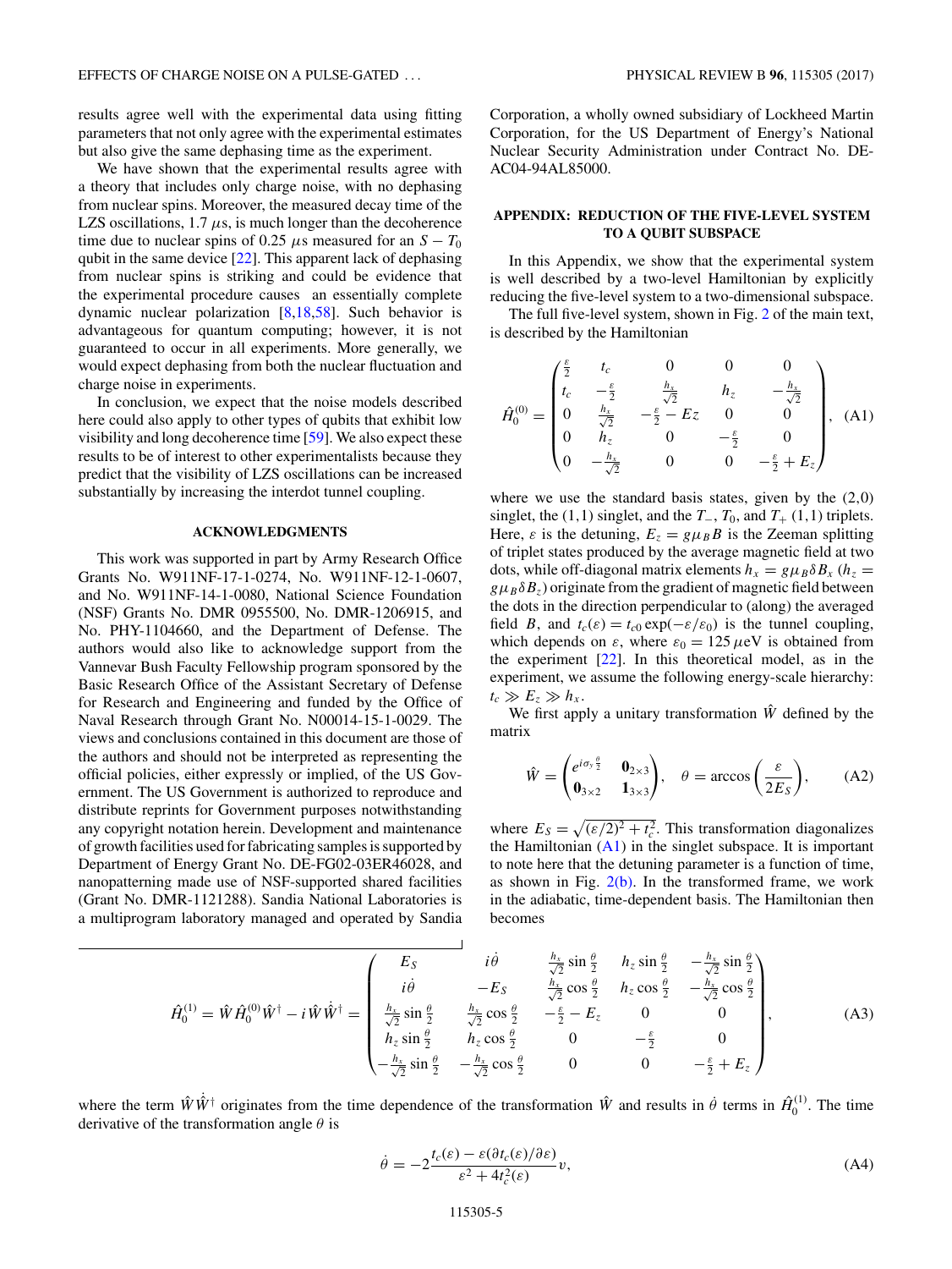results agree well with the experimental data using fitting parameters that not only agree with the experimental estimates but also give the same dephasing time as the experiment.

We have shown that the experimental results agree with a theory that includes only charge noise, with no dephasing from nuclear spins. Moreover, the measured decay time of the LZS oscillations, 1.7 $\mu$s, is much longer than the decoherence time due to nuclear spins of 0.25 $\mu$s measured for an $S-T_0$ qubit in the same device [22]. This apparent lack of dephasing from nuclear spins is striking and could be evidence that the experimental procedure causes an essentially complete dynamic nuclear polarization [8,18,58]. Such behavior is advantageous for quantum computing; however, it is not guaranteed to occur in all experiments. More generally, we would expect dephasing from both the nuclear fluctuation and charge noise in experiments.

In conclusion, we expect that the noise models described here could also apply to other types of qubits that exhibit low visibility and long decoherence time [59]. We also expect these results to be of interest to other experimentalists because they predict that the visibility of LZS oscillations can be increased substantially by increasing the interdot tunnel coupling.

## ACKNOWLEDGMENTS

This work was supported in part by Army Research Office Grants No. W911NF-17-1-0274, No. W911NF-12-1-0607, and No. W911NF-14-1-0080, National Science Foundation (NSF) Grants No. DMR 0955500, No. DMR-1206915, and No. PHY-1104660, and the Department of Defense. The authors would also like to acknowledge support from the Vannevar Bush Faculty Fellowship program sponsored by the Basic Research Office of the Assistant Secretary of Defense for Research and Engineering and funded by the Office of Naval Research through Grant No. N00014-15-1-0029. The views and conclusions contained in this document are those of the authors and should not be interpreted as representing the official policies, either expressly or implied, of the US Government. The US Government is authorized to reproduce and distribute reprints for Government purposes notwithstanding any copyright notation herein. Development and maintenance of growth facilities used for fabricating samples is supported by Department of Energy Grant No. DE-FG02-03ER46028, and nanopatterning made use of NSF-supported shared facilities (Grant No. DMR-1121288). Sandia National Laboratories is a multiprogram laboratory managed and operated by Sandia Corporation, a wholly owned subsidiary of Lockheed Martin Corporation, for the US Department of Energy's National Nuclear Security Administration under Contract No. DE-AC04-94AL85000.

## APPENDIX: REDUCTION OF THE FIVE-LEVEL SYSTEM TO A QUBIT SUBSPACE

In this Appendix, we show that the experimental system is well described by a two-level Hamiltonian by explicitly reducing the five-level system to a two-dimensional subspace.

The full five-level system, shown in Fig. 2 of the main text, is described by the Hamiltonian

$$\hat{H}_0^{(0)} = \begin{pmatrix} \frac{\varepsilon}{2} & t_c & 0 & 0 & 0 \\ t_c & -\frac{\varepsilon}{2} & \frac{h_x}{\sqrt{2}} & h_z & -\frac{h_x}{\sqrt{2}} \\ 0 & \frac{h_x}{\sqrt{2}} & -\frac{\varepsilon}{2} - Ez & 0 & 0 \\ 0 & h_z & 0 & -\frac{\varepsilon}{2} & 0 \\ 0 & -\frac{h_x}{\sqrt{2}} & 0 & 0 & -\frac{\varepsilon}{2} + E_z \end{pmatrix}, \quad \text{(A1)}$$

where we use the standard basis states, given by the (2,0) singlet, the (1,1) singlet, and the $T_-$, $T_0$, and $T_+$ (1,1) triplets. Here, $\varepsilon$ is the detuning, $E_z = g\mu_B B$ is the Zeeman splitting of triplet states produced by the average magnetic field at two dots, while off-diagonal matrix elements $h_x = g\mu_B \delta B_x$ ($h_z = g\mu_B \delta B_z$) originate from the gradient of magnetic field between the dots in the direction perpendicular to (along) the averaged field $B$, and $t_c(\varepsilon) = t_{c0}\exp(-\varepsilon/\varepsilon_0)$ is the tunnel coupling, which depends on $\varepsilon$, where $\varepsilon_0 = 125\,\mu$eV is obtained from the experiment [22]. In this theoretical model, as in the experiment, we assume the following energy-scale hierarchy: $t_c \gg E_z \gg h_x$.

We first apply a unitary transformation $\hat{W}$ defined by the matrix

$$\hat{W} = \begin{pmatrix} e^{i\sigma_y \frac{\theta}{2}} & \mathbf{0}_{2\times 3} \\ \mathbf{0}_{3\times 2} & \mathbf{1}_{3\times 3} \end{pmatrix}, \quad \theta = \arccos\left(\frac{\varepsilon}{2E_S}\right), \quad \text{(A2)}$$

where $E_S = \sqrt{(\varepsilon/2)^2 + t_c^2}$. This transformation diagonalizes the Hamiltonian (A1) in the singlet subspace. It is important to note here that the detuning parameter is a function of time, as shown in Fig. 2(b). In the transformed frame, we work in the adiabatic, time-dependent basis. The Hamiltonian then becomes

$$\hat{H}_0^{(1)} = \hat{W}\hat{H}_0^{(0)}\hat{W}^\dagger - i\hat{W}\dot{\hat{W}}^\dagger = \begin{pmatrix} E_S & i\dot{\theta} & \frac{h_x}{\sqrt{2}}\sin\frac{\theta}{2} & h_z\sin\frac{\theta}{2} & -\frac{h_x}{\sqrt{2}}\sin\frac{\theta}{2} \\ i\dot{\theta} & -E_S & \frac{h_x}{\sqrt{2}}\cos\frac{\theta}{2} & h_z\cos\frac{\theta}{2} & -\frac{h_x}{\sqrt{2}}\cos\frac{\theta}{2} \\ \frac{h_x}{\sqrt{2}}\sin\frac{\theta}{2} & \frac{h_x}{\sqrt{2}}\cos\frac{\theta}{2} & -\frac{\varepsilon}{2} - E_z & 0 & 0 \\ h_z\sin\frac{\theta}{2} & h_z\cos\frac{\theta}{2} & 0 & -\frac{\varepsilon}{2} & 0 \\ -\frac{h_x}{\sqrt{2}}\sin\frac{\theta}{2} & -\frac{h_x}{\sqrt{2}}\cos\frac{\theta}{2} & 0 & 0 & -\frac{\varepsilon}{2} + E_z \end{pmatrix}, \quad \text{(A3)}$$

where the term $\hat{W}\dot{\hat{W}}^\dagger$ originates from the time dependence of the transformation $\hat{W}$ and results in $\dot{\theta}$ terms in $\hat{H}_0^{(1)}$. The time derivative of the transformation angle $\theta$ is

$$\dot{\theta} = -2\frac{t_c(\varepsilon) - \varepsilon(\partial t_c(\varepsilon)/\partial\varepsilon)}{\varepsilon^2 + 4t_c^2(\varepsilon)}v, \quad \text{(A4)}$$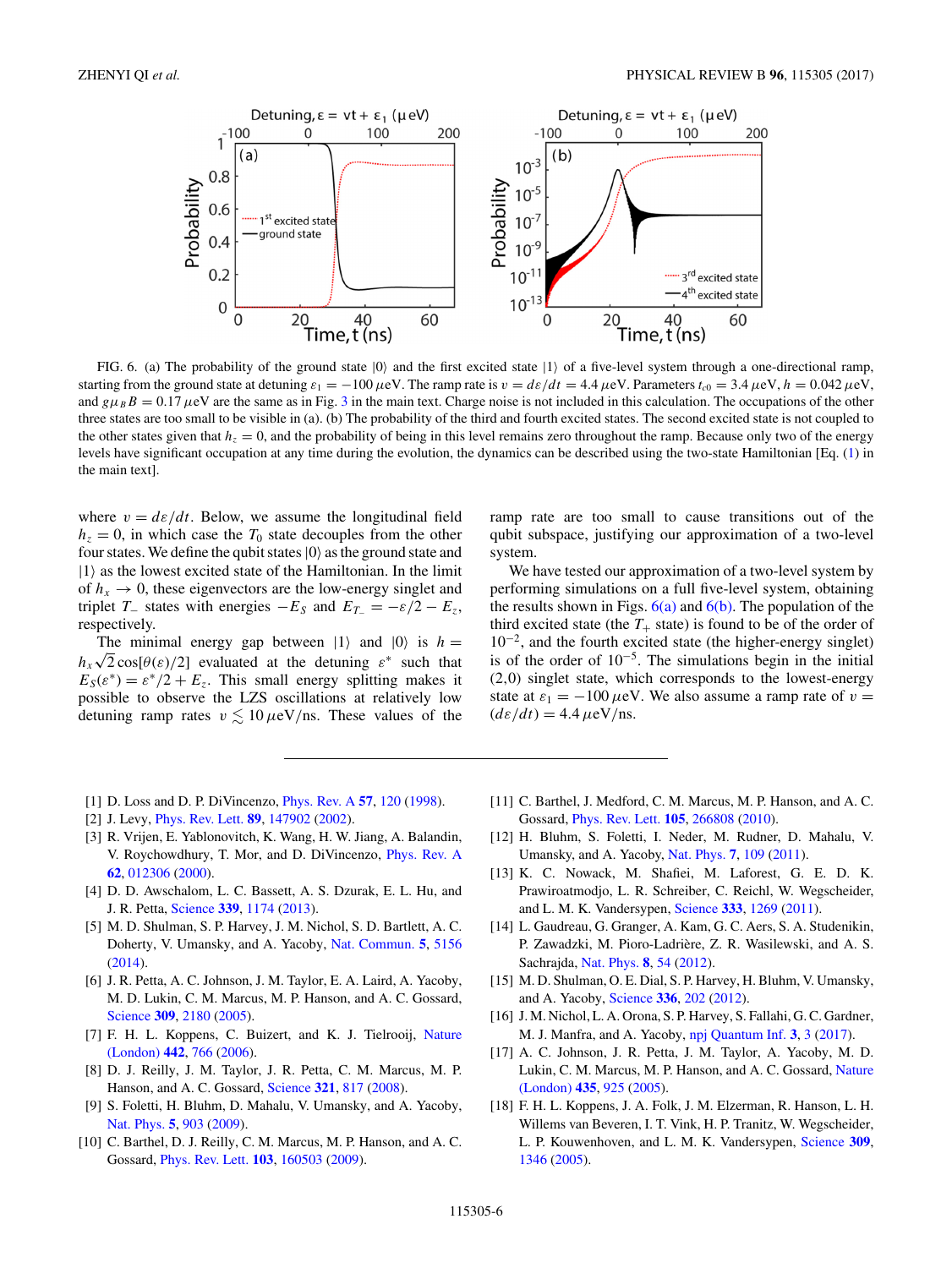FIG. 6. (a) The probability of the ground state $|0\rangle$ and the first excited state $|1\rangle$ of a five-level system through a one-directional ramp, starting from the ground state at detuning $\varepsilon_1 = -100\,\mu$eV. The ramp rate is $v = d\varepsilon/dt = 4.4\,\mu$eV. Parameters $t_{c0} = 3.4\,\mu$eV, $h = 0.042\,\mu$eV, and $g\mu_B B = 0.17\,\mu$eV are the same as in Fig. 3 in the main text. Charge noise is not included in this calculation. The occupations of the other three states are too small to be visible in (a). (b) The probability of the third and fourth excited states. The second excited state is not coupled to the other states given that $h_z = 0$, and the probability of being in this level remains zero throughout the ramp. Because only two of the energy levels have significant occupation at any time during the evolution, the dynamics can be described using the two-state Hamiltonian [Eq. (1) in the main text].

where $v = d\varepsilon/dt$. Below, we assume the longitudinal field $h_z = 0$, in which case the $T_0$ state decouples from the other four states. We define the qubit states $|0\rangle$ as the ground state and $|1\rangle$ as the lowest excited state of the Hamiltonian. In the limit of $h_x \to 0$, these eigenvectors are the low-energy singlet and triplet $T_-$ states with energies $-E_S$ and $E_{T_-} = -\varepsilon/2 - E_z$, respectively.

The minimal energy gap between $|1\rangle$ and $|0\rangle$ is $h = h_x\sqrt{2}\cos[\theta(\varepsilon)/2]$ evaluated at the detuning $\varepsilon^*$ such that $E_S(\varepsilon^*) = \varepsilon^*/2 + E_z$. This small energy splitting makes it possible to observe the LZS oscillations at relatively low detuning ramp rates $v \lesssim 10\,\mu$eV/ns. These values of the ramp rate are too small to cause transitions out of the qubit subspace, justifying our approximation of a two-level system.

We have tested our approximation of a two-level system by performing simulations on a full five-level system, obtaining the results shown in Figs. 6(a) and 6(b). The population of the third excited state (the $T_+$ state) is found to be of the order of $10^{-2}$, and the fourth excited state (the higher-energy singlet) is of the order of $10^{-5}$. The simulations begin in the initial (2,0) singlet state, which corresponds to the lowest-energy state at $\varepsilon_1 = -100\,\mu$eV. We also assume a ramp rate of $v = (d\varepsilon/dt) = 4.4\,\mu$eV/ns.

[1] D. Loss and D. P. DiVincenzo, Phys. Rev. A **57**, 120 (1998).
[2] J. Levy, Phys. Rev. Lett. **89**, 147902 (2002).
[3] R. Vrijen, E. Yablonovitch, K. Wang, H. W. Jiang, A. Balandin, V. Roychowdhury, T. Mor, and D. DiVincenzo, Phys. Rev. A **62**, 012306 (2000).
[4] D. D. Awschalom, L. C. Bassett, A. S. Dzurak, E. L. Hu, and J. R. Petta, Science **339**, 1174 (2013).
[5] M. D. Shulman, S. P. Harvey, J. M. Nichol, S. D. Bartlett, A. C. Doherty, V. Umansky, and A. Yacoby, Nat. Commun. **5**, 5156 (2014).
[6] J. R. Petta, A. C. Johnson, J. M. Taylor, E. A. Laird, A. Yacoby, M. D. Lukin, C. M. Marcus, M. P. Hanson, and A. C. Gossard, Science **309**, 2180 (2005).
[7] F. H. L. Koppens, C. Buizert, and K. J. Tielrooij, Nature (London) **442**, 766 (2006).
[8] D. J. Reilly, J. M. Taylor, J. R. Petta, C. M. Marcus, M. P. Hanson, and A. C. Gossard, Science **321**, 817 (2008).
[9] S. Foletti, H. Bluhm, D. Mahalu, V. Umansky, and A. Yacoby, Nat. Phys. **5**, 903 (2009).
[10] C. Barthel, D. J. Reilly, C. M. Marcus, M. P. Hanson, and A. C. Gossard, Phys. Rev. Lett. **103**, 160503 (2009).
[11] C. Barthel, J. Medford, C. M. Marcus, M. P. Hanson, and A. C. Gossard, Phys. Rev. Lett. **105**, 266808 (2010).
[12] H. Bluhm, S. Foletti, I. Neder, M. Rudner, D. Mahalu, V. Umansky, and A. Yacoby, Nat. Phys. **7**, 109 (2011).
[13] K. C. Nowack, M. Shafiei, M. Laforest, G. E. D. K. Prawiroatmodjo, L. R. Schreiber, C. Reichl, W. Wegscheider, and L. M. K. Vandersypen, Science **333**, 1269 (2011).
[14] L. Gaudreau, G. Granger, A. Kam, G. C. Aers, S. A. Studenikin, P. Zawadzki, M. Pioro-Ladrière, Z. R. Wasilewski, and A. S. Sachrajda, Nat. Phys. **8**, 54 (2012).
[15] M. D. Shulman, O. E. Dial, S. P. Harvey, H. Bluhm, V. Umansky, and A. Yacoby, Science **336**, 202 (2012).
[16] J. M. Nichol, L. A. Orona, S. P. Harvey, S. Fallahi, G. C. Gardner, M. J. Manfra, and A. Yacoby, npj Quantum Inf. **3**, 3 (2017).
[17] A. C. Johnson, J. R. Petta, J. M. Taylor, A. Yacoby, M. D. Lukin, C. M. Marcus, M. P. Hanson, and A. C. Gossard, Nature (London) **435**, 925 (2005).
[18] F. H. L. Koppens, J. A. Folk, J. M. Elzerman, R. Hanson, L. H. Willems van Beveren, I. T. Vink, H. P. Tranitz, W. Wegscheider, L. P. Kouwenhoven, and L. M. K. Vandersypen, Science **309**, 1346 (2005).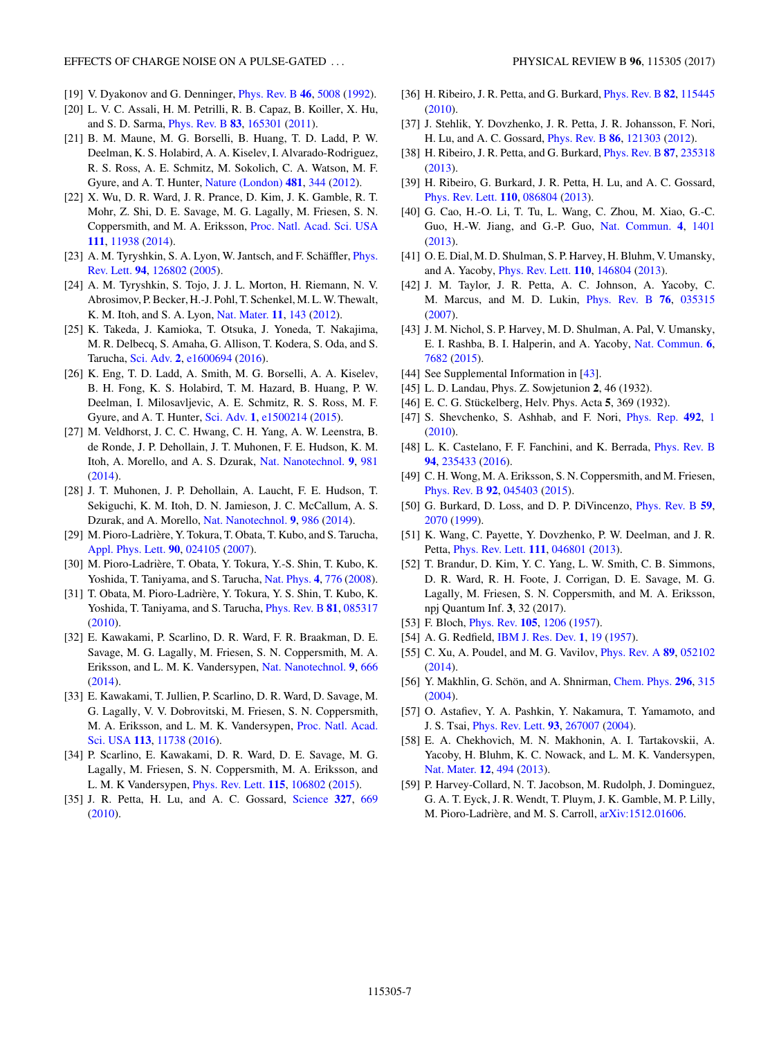[19] V. Dyakonov and G. Denninger, Phys. Rev. B **46**, 5008 (1992).

[20] L. V. C. Assali, H. M. Petrilli, R. B. Capaz, B. Koiller, X. Hu, and S. D. Sarma, Phys. Rev. B **83**, 165301 (2011).

[21] B. M. Maune, M. G. Borselli, B. Huang, T. D. Ladd, P. W. Deelman, K. S. Holabird, A. A. Kiselev, I. Alvarado-Rodriguez, R. S. Ross, A. E. Schmitz, M. Sokolich, C. A. Watson, M. F. Gyure, and A. T. Hunter, Nature (London) **481**, 344 (2012).

[22] X. Wu, D. R. Ward, J. R. Prance, D. Kim, J. K. Gamble, R. T. Mohr, Z. Shi, D. E. Savage, M. G. Lagally, M. Friesen, S. N. Coppersmith, and M. A. Eriksson, Proc. Natl. Acad. Sci. USA **111**, 11938 (2014).

[23] A. M. Tyryshkin, S. A. Lyon, W. Jantsch, and F. Schäffler, Phys. Rev. Lett. **94**, 126802 (2005).

[24] A. M. Tyryshkin, S. Tojo, J. J. L. Morton, H. Riemann, N. V. Abrosimov, P. Becker, H.-J. Pohl, T. Schenkel, M. L. W. Thewalt, K. M. Itoh, and S. A. Lyon, Nat. Mater. **11**, 143 (2012).

[25] K. Takeda, J. Kamioka, T. Otsuka, J. Yoneda, T. Nakajima, M. R. Delbecq, S. Amaha, G. Allison, T. Kodera, S. Oda, and S. Tarucha, Sci. Adv. **2**, e1600694 (2016).

[26] K. Eng, T. D. Ladd, A. Smith, M. G. Borselli, A. A. Kiselev, B. H. Fong, K. S. Holabird, T. M. Hazard, B. Huang, P. W. Deelman, I. Milosavljevic, A. E. Schmitz, R. S. Ross, M. F. Gyure, and A. T. Hunter, Sci. Adv. **1**, e1500214 (2015).

[27] M. Veldhorst, J. C. C. Hwang, C. H. Yang, A. W. Leenstra, B. de Ronde, J. P. Dehollain, J. T. Muhonen, F. E. Hudson, K. M. Itoh, A. Morello, and A. S. Dzurak, Nat. Nanotechnol. **9**, 981 (2014).

[28] J. T. Muhonen, J. P. Dehollain, A. Laucht, F. E. Hudson, T. Sekiguchi, K. M. Itoh, D. N. Jamieson, J. C. McCallum, A. S. Dzurak, and A. Morello, Nat. Nanotechnol. **9**, 986 (2014).

[29] M. Pioro-Ladrière, Y. Tokura, T. Obata, T. Kubo, and S. Tarucha, Appl. Phys. Lett. **90**, 024105 (2007).

[30] M. Pioro-Ladrière, T. Obata, Y. Tokura, Y.-S. Shin, T. Kubo, K. Yoshida, T. Taniyama, and S. Tarucha, Nat. Phys. **4**, 776 (2008).

[31] T. Obata, M. Pioro-Ladrière, Y. Tokura, Y. S. Shin, T. Kubo, K. Yoshida, T. Taniyama, and S. Tarucha, Phys. Rev. B **81**, 085317 (2010).

[32] E. Kawakami, P. Scarlino, D. R. Ward, F. R. Braakman, D. E. Savage, M. G. Lagally, M. Friesen, S. N. Coppersmith, M. A. Eriksson, and L. M. K. Vandersypen, Nat. Nanotechnol. **9**, 666 (2014).

[33] E. Kawakami, T. Jullien, P. Scarlino, D. R. Ward, D. Savage, M. G. Lagally, V. V. Dobrovitski, M. Friesen, S. N. Coppersmith, M. A. Eriksson, and L. M. K. Vandersypen, Proc. Natl. Acad. Sci. USA **113**, 11738 (2016).

[34] P. Scarlino, E. Kawakami, D. R. Ward, D. E. Savage, M. G. Lagally, M. Friesen, S. N. Coppersmith, M. A. Eriksson, and L. M. K Vandersypen, Phys. Rev. Lett. **115**, 106802 (2015).

[35] J. R. Petta, H. Lu, and A. C. Gossard, Science **327**, 669 (2010).

[36] H. Ribeiro, J. R. Petta, and G. Burkard, Phys. Rev. B **82**, 115445 (2010).

[37] J. Stehlik, Y. Dovzhenko, J. R. Petta, J. R. Johansson, F. Nori, H. Lu, and A. C. Gossard, Phys. Rev. B **86**, 121303 (2012).

[38] H. Ribeiro, J. R. Petta, and G. Burkard, Phys. Rev. B **87**, 235318 (2013).

[39] H. Ribeiro, G. Burkard, J. R. Petta, H. Lu, and A. C. Gossard, Phys. Rev. Lett. **110**, 086804 (2013).

[40] G. Cao, H.-O. Li, T. Tu, L. Wang, C. Zhou, M. Xiao, G.-C. Guo, H.-W. Jiang, and G.-P. Guo, Nat. Commun. **4**, 1401 (2013).

[41] O. E. Dial, M. D. Shulman, S. P. Harvey, H. Bluhm, V. Umansky, and A. Yacoby, Phys. Rev. Lett. **110**, 146804 (2013).

[42] J. M. Taylor, J. R. Petta, A. C. Johnson, A. Yacoby, C. M. Marcus, and M. D. Lukin, Phys. Rev. B **76**, 035315 (2007).

[43] J. M. Nichol, S. P. Harvey, M. D. Shulman, A. Pal, V. Umansky, E. I. Rashba, B. I. Halperin, and A. Yacoby, Nat. Commun. **6**, 7682 (2015).

[44] See Supplemental Information in [43].

[45] L. D. Landau, Phys. Z. Sowjetunion **2**, 46 (1932).

[46] E. C. G. Stückelberg, Helv. Phys. Acta **5**, 369 (1932).

[47] S. Shevchenko, S. Ashhab, and F. Nori, Phys. Rep. **492**, 1 (2010).

[48] L. K. Castelano, F. F. Fanchini, and K. Berrada, Phys. Rev. B **94**, 235433 (2016).

[49] C. H. Wong, M. A. Eriksson, S. N. Coppersmith, and M. Friesen, Phys. Rev. B **92**, 045403 (2015).

[50] G. Burkard, D. Loss, and D. P. DiVincenzo, Phys. Rev. B **59**, 2070 (1999).

[51] K. Wang, C. Payette, Y. Dovzhenko, P. W. Deelman, and J. R. Petta, Phys. Rev. Lett. **111**, 046801 (2013).

[52] T. Brandur, D. Kim, Y. C. Yang, L. W. Smith, C. B. Simmons, D. R. Ward, R. H. Foote, J. Corrigan, D. E. Savage, M. G. Lagally, M. Friesen, S. N. Coppersmith, and M. A. Eriksson, npj Quantum Inf. **3**, 32 (2017).

[53] F. Bloch, Phys. Rev. **105**, 1206 (1957).

[54] A. G. Redfield, IBM J. Res. Dev. **1**, 19 (1957).

[55] C. Xu, A. Poudel, and M. G. Vavilov, Phys. Rev. A **89**, 052102 (2014).

[56] Y. Makhlin, G. Schön, and A. Shnirman, Chem. Phys. **296**, 315 (2004).

[57] O. Astafiev, Y. A. Pashkin, Y. Nakamura, T. Yamamoto, and J. S. Tsai, Phys. Rev. Lett. **93**, 267007 (2004).

[58] E. A. Chekhovich, M. N. Makhonin, A. I. Tartakovskii, A. Yacoby, H. Bluhm, K. C. Nowack, and L. M. K. Vandersypen, Nat. Mater. **12**, 494 (2013).

[59] P. Harvey-Collard, N. T. Jacobson, M. Rudolph, J. Dominguez, G. A. T. Eyck, J. R. Wendt, T. Pluym, J. K. Gamble, M. P. Lilly, M. Pioro-Ladrière, and M. S. Carroll, arXiv:1512.01606.